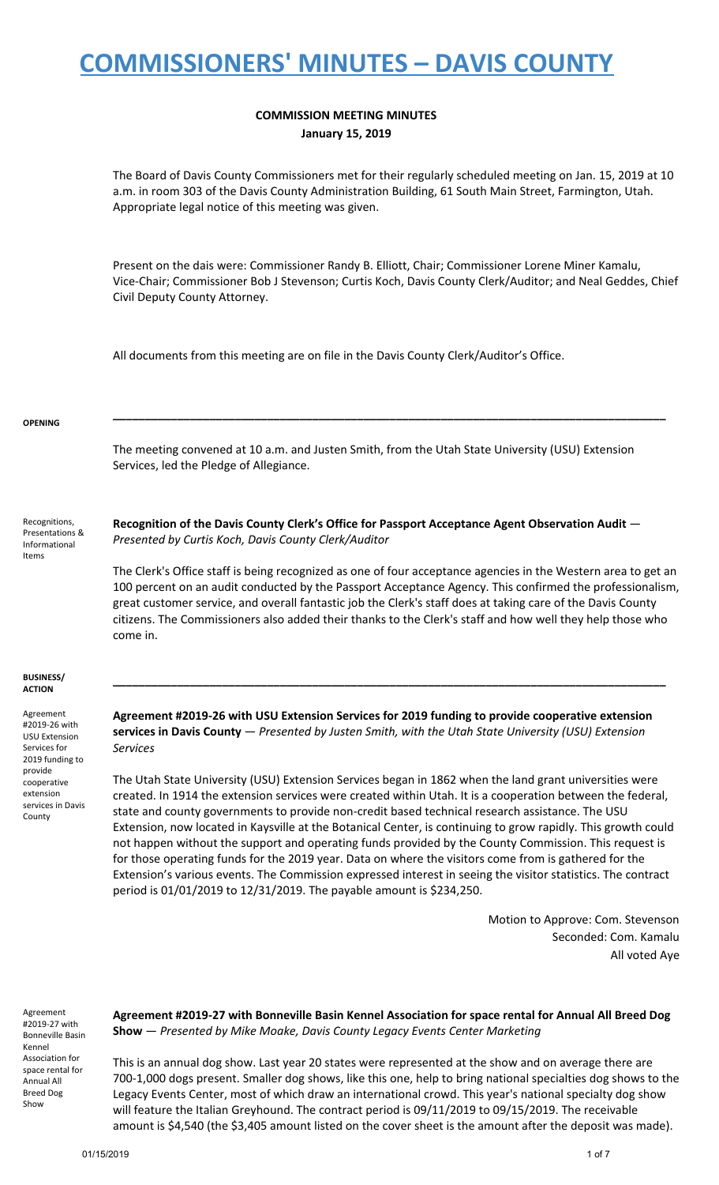# COMMISSIONERS' MINUTES – DAVIS COUNTY

**COMMISSION MEETING MINUTES**
**January 15, 2019**

The Board of Davis County Commissioners met for their regularly scheduled meeting on Jan. 15, 2019 at 10 a.m. in room 303 of the Davis County Administration Building, 61 South Main Street, Farmington, Utah. Appropriate legal notice of this meeting was given.

Present on the dais were: Commissioner Randy B. Elliott, Chair; Commissioner Lorene Miner Kamalu, Vice-Chair; Commissioner Bob J Stevenson; Curtis Koch, Davis County Clerk/Auditor; and Neal Geddes, Chief Civil Deputy County Attorney.

All documents from this meeting are on file in the Davis County Clerk/Auditor's Office.

**OPENING**

The meeting convened at 10 a.m. and Justen Smith, from the Utah State University (USU) Extension Services, led the Pledge of Allegiance.

Recognitions, Presentations & Informational Items

**Recognition of the Davis County Clerk's Office for Passport Acceptance Agent Observation Audit** — *Presented by Curtis Koch, Davis County Clerk/Auditor*

The Clerk's Office staff is being recognized as one of four acceptance agencies in the Western area to get an 100 percent on an audit conducted by the Passport Acceptance Agency. This confirmed the professionalism, great customer service, and overall fantastic job the Clerk's staff does at taking care of the Davis County citizens. The Commissioners also added their thanks to the Clerk's staff and how well they help those who come in.

**BUSINESS/ ACTION**

Agreement #2019-26 with USU Extension Services for 2019 funding to provide cooperative extension services in Davis County

**Agreement #2019-26 with USU Extension Services for 2019 funding to provide cooperative extension services in Davis County** — *Presented by Justen Smith, with the Utah State University (USU) Extension Services*

The Utah State University (USU) Extension Services began in 1862 when the land grant universities were created. In 1914 the extension services were created within Utah. It is a cooperation between the federal, state and county governments to provide non-credit based technical research assistance. The USU Extension, now located in Kaysville at the Botanical Center, is continuing to grow rapidly. This growth could not happen without the support and operating funds provided by the County Commission. This request is for those operating funds for the 2019 year. Data on where the visitors come from is gathered for the Extension's various events. The Commission expressed interest in seeing the visitor statistics. The contract period is 01/01/2019 to 12/31/2019. The payable amount is $234,250.

Motion to Approve: Com. Stevenson
Seconded: Com. Kamalu
All voted Aye

Agreement #2019-27 with Bonneville Basin Kennel Association for space rental for Annual All Breed Dog Show

**Agreement #2019-27 with Bonneville Basin Kennel Association for space rental for Annual All Breed Dog Show** — *Presented by Mike Moake, Davis County Legacy Events Center Marketing*

This is an annual dog show. Last year 20 states were represented at the show and on average there are 700-1,000 dogs present. Smaller dog shows, like this one, help to bring national specialties dog shows to the Legacy Events Center, most of which draw an international crowd. This year's national specialty dog show will feature the Italian Greyhound. The contract period is 09/11/2019 to 09/15/2019. The receivable amount is $4,540 (the $3,405 amount listed on the cover sheet is the amount after the deposit was made).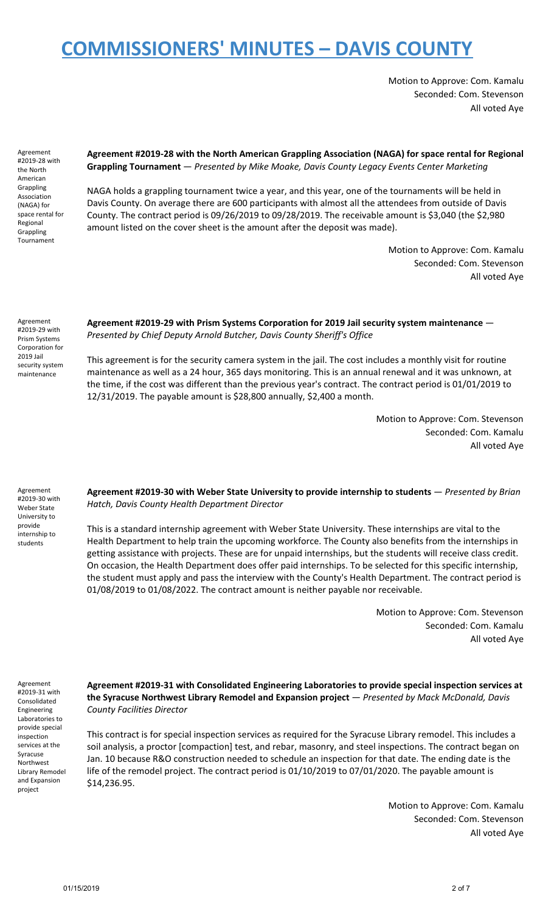Motion to Approve: Com. Kamalu
Seconded: Com. Stevenson
All voted Aye

Agreement #2019-28 with the North American Grappling Association (NAGA) for space rental for Regional Grappling Tournament

**Agreement #2019-28 with the North American Grappling Association (NAGA) for space rental for Regional Grappling Tournament** — *Presented by Mike Moake, Davis County Legacy Events Center Marketing*

NAGA holds a grappling tournament twice a year, and this year, one of the tournaments will be held in Davis County. On average there are 600 participants with almost all the attendees from outside of Davis County. The contract period is 09/26/2019 to 09/28/2019. The receivable amount is $3,040 (the $2,980 amount listed on the cover sheet is the amount after the deposit was made).

Motion to Approve: Com. Kamalu
Seconded: Com. Stevenson
All voted Aye

Agreement #2019-29 with Prism Systems Corporation for 2019 Jail security system maintenance

**Agreement #2019-29 with Prism Systems Corporation for 2019 Jail security system maintenance** — *Presented by Chief Deputy Arnold Butcher, Davis County Sheriff's Office*

This agreement is for the security camera system in the jail. The cost includes a monthly visit for routine maintenance as well as a 24 hour, 365 days monitoring. This is an annual renewal and it was unknown, at the time, if the cost was different than the previous year's contract. The contract period is 01/01/2019 to 12/31/2019. The payable amount is $28,800 annually, $2,400 a month.

Motion to Approve: Com. Stevenson
Seconded: Com. Kamalu
All voted Aye

Agreement #2019-30 with Weber State University to provide internship to students

**Agreement #2019-30 with Weber State University to provide internship to students** — *Presented by Brian Hatch, Davis County Health Department Director*

This is a standard internship agreement with Weber State University. These internships are vital to the Health Department to help train the upcoming workforce. The County also benefits from the internships in getting assistance with projects. These are for unpaid internships, but the students will receive class credit. On occasion, the Health Department does offer paid internships. To be selected for this specific internship, the student must apply and pass the interview with the County's Health Department. The contract period is 01/08/2019 to 01/08/2022. The contract amount is neither payable nor receivable.

Motion to Approve: Com. Stevenson
Seconded: Com. Kamalu
All voted Aye

Agreement #2019-31 with Consolidated Engineering Laboratories to provide special inspection services at the Syracuse Northwest Library Remodel and Expansion project

**Agreement #2019-31 with Consolidated Engineering Laboratories to provide special inspection services at the Syracuse Northwest Library Remodel and Expansion project** — *Presented by Mack McDonald, Davis County Facilities Director*

This contract is for special inspection services as required for the Syracuse Library remodel. This includes a soil analysis, a proctor [compaction] test, and rebar, masonry, and steel inspections. The contract began on Jan. 10 because R&O construction needed to schedule an inspection for that date. The ending date is the life of the remodel project. The contract period is 01/10/2019 to 07/01/2020. The payable amount is $14,236.95.

Motion to Approve: Com. Kamalu
Seconded: Com. Stevenson
All voted Aye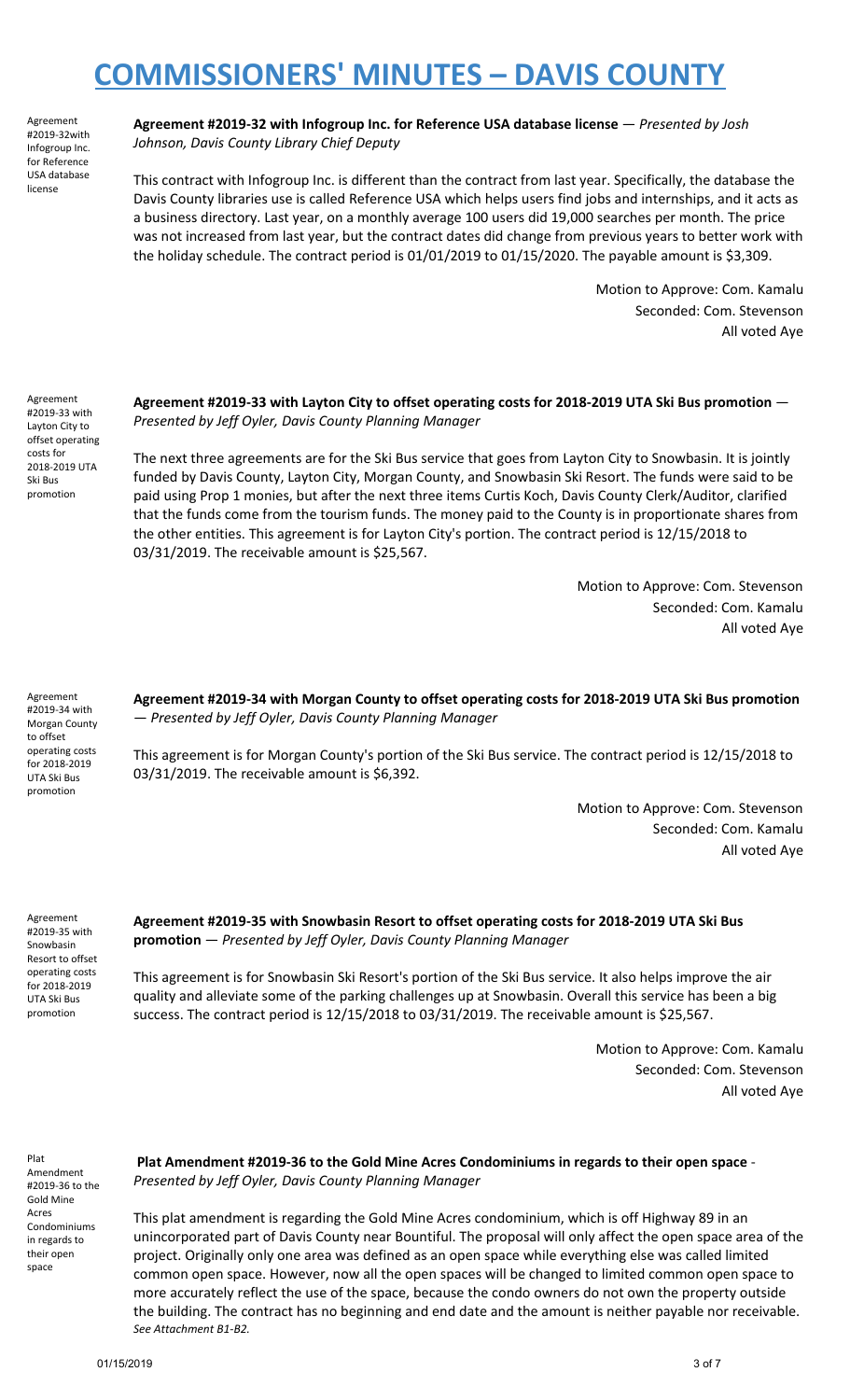# COMMISSIONERS' MINUTES – DAVIS COUNTY

Agreement #2019-32with Infogroup Inc. for Reference USA database license

**Agreement #2019-32 with Infogroup Inc. for Reference USA database license** — *Presented by Josh Johnson, Davis County Library Chief Deputy*

This contract with Infogroup Inc. is different than the contract from last year. Specifically, the database the Davis County libraries use is called Reference USA which helps users find jobs and internships, and it acts as a business directory. Last year, on a monthly average 100 users did 19,000 searches per month. The price was not increased from last year, but the contract dates did change from previous years to better work with the holiday schedule. The contract period is 01/01/2019 to 01/15/2020. The payable amount is $3,309.

Motion to Approve: Com. Kamalu
Seconded: Com. Stevenson
All voted Aye

Agreement #2019-33 with Layton City to offset operating costs for 2018-2019 UTA Ski Bus promotion

**Agreement #2019-33 with Layton City to offset operating costs for 2018-2019 UTA Ski Bus promotion** — *Presented by Jeff Oyler, Davis County Planning Manager*

The next three agreements are for the Ski Bus service that goes from Layton City to Snowbasin. It is jointly funded by Davis County, Layton City, Morgan County, and Snowbasin Ski Resort. The funds were said to be paid using Prop 1 monies, but after the next three items Curtis Koch, Davis County Clerk/Auditor, clarified that the funds come from the tourism funds. The money paid to the County is in proportionate shares from the other entities. This agreement is for Layton City's portion. The contract period is 12/15/2018 to 03/31/2019. The receivable amount is $25,567.

Motion to Approve: Com. Stevenson
Seconded: Com. Kamalu
All voted Aye

Agreement #2019-34 with Morgan County to offset operating costs for 2018-2019 UTA Ski Bus promotion

**Agreement #2019-34 with Morgan County to offset operating costs for 2018-2019 UTA Ski Bus promotion** — *Presented by Jeff Oyler, Davis County Planning Manager*

This agreement is for Morgan County's portion of the Ski Bus service. The contract period is 12/15/2018 to 03/31/2019. The receivable amount is $6,392.

Motion to Approve: Com. Stevenson
Seconded: Com. Kamalu
All voted Aye

Agreement #2019-35 with Snowbasin Resort to offset operating costs for 2018-2019 UTA Ski Bus promotion

**Agreement #2019-35 with Snowbasin Resort to offset operating costs for 2018-2019 UTA Ski Bus promotion** — *Presented by Jeff Oyler, Davis County Planning Manager*

This agreement is for Snowbasin Ski Resort's portion of the Ski Bus service. It also helps improve the air quality and alleviate some of the parking challenges up at Snowbasin. Overall this service has been a big success. The contract period is 12/15/2018 to 03/31/2019. The receivable amount is $25,567.

Motion to Approve: Com. Kamalu
Seconded: Com. Stevenson
All voted Aye

Plat Amendment #2019-36 to the Gold Mine Acres Condominiums in regards to their open space

**Plat Amendment #2019-36 to the Gold Mine Acres Condominiums in regards to their open space** - *Presented by Jeff Oyler, Davis County Planning Manager*

This plat amendment is regarding the Gold Mine Acres condominium, which is off Highway 89 in an unincorporated part of Davis County near Bountiful. The proposal will only affect the open space area of the project. Originally only one area was defined as an open space while everything else was called limited common open space. However, now all the open spaces will be changed to limited common open space to more accurately reflect the use of the space, because the condo owners do not own the property outside the building. The contract has no beginning and end date and the amount is neither payable nor receivable. *See Attachment B1-B2.*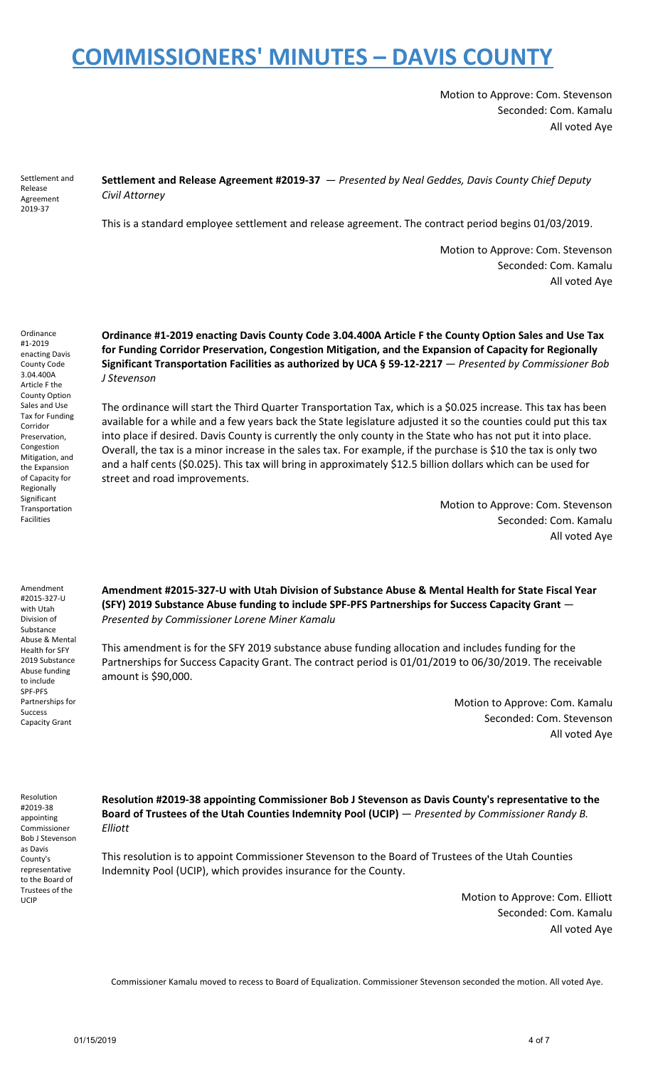# COMMISSIONERS' MINUTES – DAVIS COUNTY

Motion to Approve: Com. Stevenson
Seconded: Com. Kamalu
All voted Aye

Settlement and Release Agreement 2019-37

**Settlement and Release Agreement #2019-37** — *Presented by Neal Geddes, Davis County Chief Deputy Civil Attorney*

This is a standard employee settlement and release agreement. The contract period begins 01/03/2019.

Motion to Approve: Com. Stevenson
Seconded: Com. Kamalu
All voted Aye

Ordinance #1-2019 enacting Davis County Code 3.04.400A Article F the County Option Sales and Use Tax for Funding Corridor Preservation, Congestion Mitigation, and the Expansion of Capacity for Regionally Significant Transportation Facilities

**Ordinance #1-2019 enacting Davis County Code 3.04.400A Article F the County Option Sales and Use Tax for Funding Corridor Preservation, Congestion Mitigation, and the Expansion of Capacity for Regionally Significant Transportation Facilities as authorized by UCA § 59-12-2217** — *Presented by Commissioner Bob J Stevenson*

The ordinance will start the Third Quarter Transportation Tax, which is a $0.025 increase. This tax has been available for a while and a few years back the State legislature adjusted it so the counties could put this tax into place if desired. Davis County is currently the only county in the State who has not put it into place. Overall, the tax is a minor increase in the sales tax. For example, if the purchase is $10 the tax is only two and a half cents ($0.025). This tax will bring in approximately $12.5 billion dollars which can be used for street and road improvements.

Motion to Approve: Com. Stevenson
Seconded: Com. Kamalu
All voted Aye

Amendment #2015-327-U with Utah Division of Substance Abuse & Mental Health for SFY 2019 Substance Abuse funding to include SPF-PFS Partnerships for Success Capacity Grant

**Amendment #2015-327-U with Utah Division of Substance Abuse & Mental Health for State Fiscal Year (SFY) 2019 Substance Abuse funding to include SPF-PFS Partnerships for Success Capacity Grant** — *Presented by Commissioner Lorene Miner Kamalu*

This amendment is for the SFY 2019 substance abuse funding allocation and includes funding for the Partnerships for Success Capacity Grant. The contract period is 01/01/2019 to 06/30/2019. The receivable amount is $90,000.

Motion to Approve: Com. Kamalu
Seconded: Com. Stevenson
All voted Aye

Resolution #2019-38 appointing Commissioner Bob J Stevenson as Davis County's representative to the Board of Trustees of the UCIP

**Resolution #2019-38 appointing Commissioner Bob J Stevenson as Davis County's representative to the Board of Trustees of the Utah Counties Indemnity Pool (UCIP)** — *Presented by Commissioner Randy B. Elliott*

This resolution is to appoint Commissioner Stevenson to the Board of Trustees of the Utah Counties Indemnity Pool (UCIP), which provides insurance for the County.

Motion to Approve: Com. Elliott
Seconded: Com. Kamalu
All voted Aye

Commissioner Kamalu moved to recess to Board of Equalization. Commissioner Stevenson seconded the motion. All voted Aye.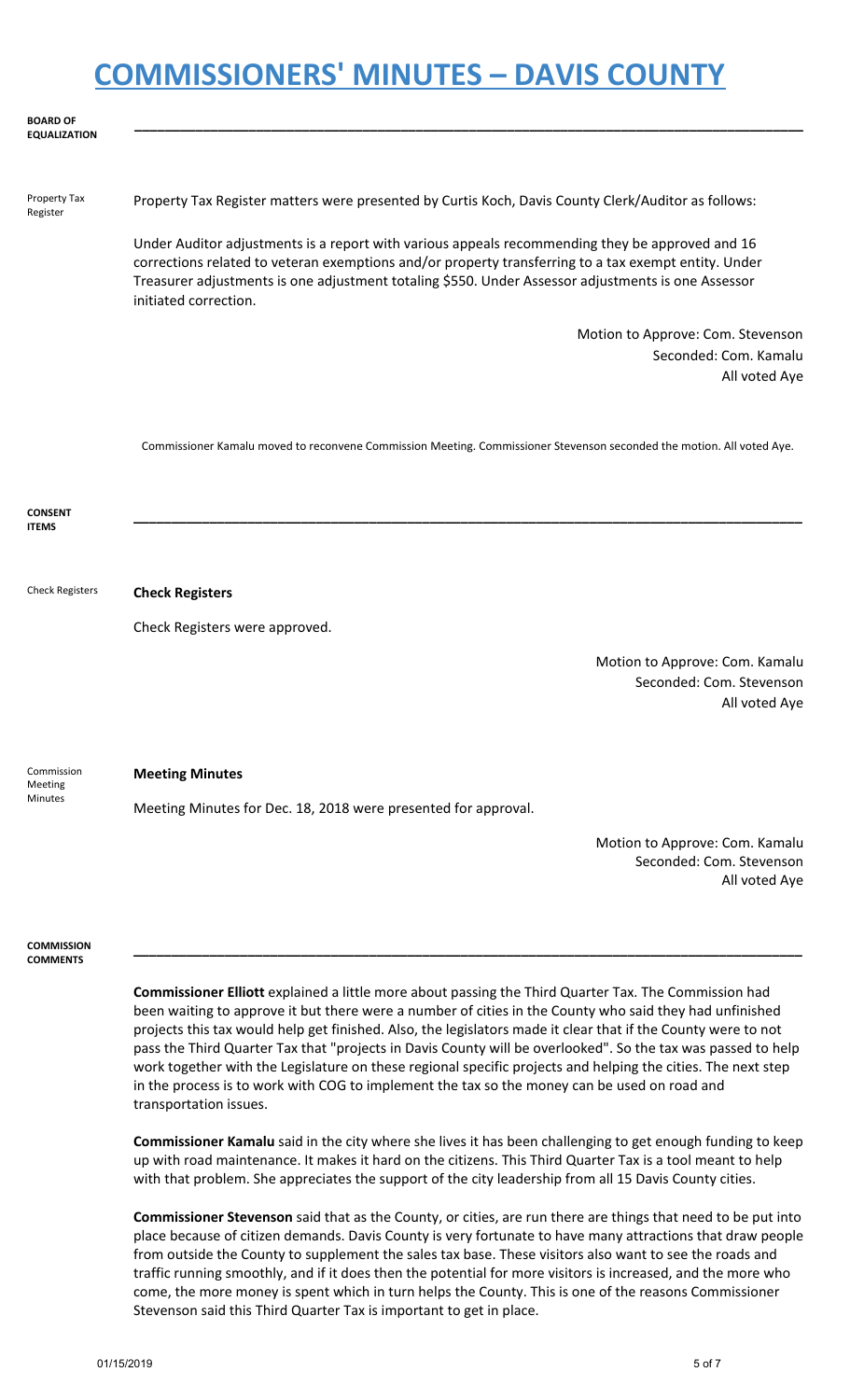# COMMISSIONERS' MINUTES – DAVIS COUNTY

**BOARD OF EQUALIZATION**

---

Property Tax Register

Property Tax Register matters were presented by Curtis Koch, Davis County Clerk/Auditor as follows:

Under Auditor adjustments is a report with various appeals recommending they be approved and 16 corrections related to veteran exemptions and/or property transferring to a tax exempt entity. Under Treasurer adjustments is one adjustment totaling $550. Under Assessor adjustments is one Assessor initiated correction.

Motion to Approve: Com. Stevenson
Seconded: Com. Kamalu
All voted Aye

Commissioner Kamalu moved to reconvene Commission Meeting. Commissioner Stevenson seconded the motion. All voted Aye.

**CONSENT ITEMS**

---

Check Registers

**Check Registers**

Check Registers were approved.

Motion to Approve: Com. Kamalu
Seconded: Com. Stevenson
All voted Aye

Commission Meeting Minutes

**Meeting Minutes**

Meeting Minutes for Dec. 18, 2018 were presented for approval.

Motion to Approve: Com. Kamalu
Seconded: Com. Stevenson
All voted Aye

**COMMISSION COMMENTS**

---

**Commissioner Elliott** explained a little more about passing the Third Quarter Tax. The Commission had been waiting to approve it but there were a number of cities in the County who said they had unfinished projects this tax would help get finished. Also, the legislators made it clear that if the County were to not pass the Third Quarter Tax that "projects in Davis County will be overlooked". So the tax was passed to help work together with the Legislature on these regional specific projects and helping the cities. The next step in the process is to work with COG to implement the tax so the money can be used on road and transportation issues.

**Commissioner Kamalu** said in the city where she lives it has been challenging to get enough funding to keep up with road maintenance. It makes it hard on the citizens. This Third Quarter Tax is a tool meant to help with that problem. She appreciates the support of the city leadership from all 15 Davis County cities.

**Commissioner Stevenson** said that as the County, or cities, are run there are things that need to be put into place because of citizen demands. Davis County is very fortunate to have many attractions that draw people from outside the County to supplement the sales tax base. These visitors also want to see the roads and traffic running smoothly, and if it does then the potential for more visitors is increased, and the more who come, the more money is spent which in turn helps the County. This is one of the reasons Commissioner Stevenson said this Third Quarter Tax is important to get in place.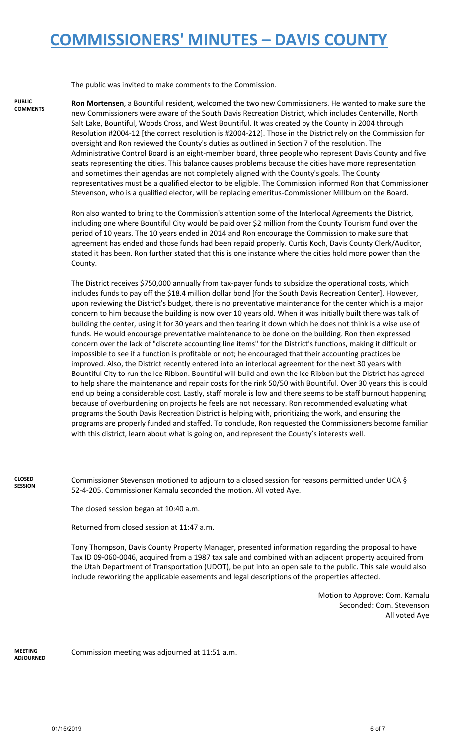The public was invited to make comments to the Commission.

**PUBLIC COMMENTS**

**Ron Mortensen**, a Bountiful resident, welcomed the two new Commissioners. He wanted to make sure the new Commissioners were aware of the South Davis Recreation District, which includes Centerville, North Salt Lake, Bountiful, Woods Cross, and West Bountiful. It was created by the County in 2004 through Resolution #2004-12 [the correct resolution is #2004-212]. Those in the District rely on the Commission for oversight and Ron reviewed the County's duties as outlined in Section 7 of the resolution. The Administrative Control Board is an eight-member board, three people who represent Davis County and five seats representing the cities. This balance causes problems because the cities have more representation and sometimes their agendas are not completely aligned with the County's goals. The County representatives must be a qualified elector to be eligible. The Commission informed Ron that Commissioner Stevenson, who is a qualified elector, will be replacing emeritus-Commissioner Millburn on the Board.

Ron also wanted to bring to the Commission's attention some of the Interlocal Agreements the District, including one where Bountiful City would be paid over $2 million from the County Tourism fund over the period of 10 years. The 10 years ended in 2014 and Ron encourage the Commission to make sure that agreement has ended and those funds had been repaid properly. Curtis Koch, Davis County Clerk/Auditor, stated it has been. Ron further stated that this is one instance where the cities hold more power than the County.

The District receives $750,000 annually from tax-payer funds to subsidize the operational costs, which includes funds to pay off the $18.4 million dollar bond [for the South Davis Recreation Center]. However, upon reviewing the District's budget, there is no preventative maintenance for the center which is a major concern to him because the building is now over 10 years old. When it was initially built there was talk of building the center, using it for 30 years and then tearing it down which he does not think is a wise use of funds. He would encourage preventative maintenance to be done on the building. Ron then expressed concern over the lack of "discrete accounting line items" for the District's functions, making it difficult or impossible to see if a function is profitable or not; he encouraged that their accounting practices be improved. Also, the District recently entered into an interlocal agreement for the next 30 years with Bountiful City to run the Ice Ribbon. Bountiful will build and own the Ice Ribbon but the District has agreed to help share the maintenance and repair costs for the rink 50/50 with Bountiful. Over 30 years this is could end up being a considerable cost. Lastly, staff morale is low and there seems to be staff burnout happening because of overburdening on projects he feels are not necessary. Ron recommended evaluating what programs the South Davis Recreation District is helping with, prioritizing the work, and ensuring the programs are properly funded and staffed. To conclude, Ron requested the Commissioners become familiar with this district, learn about what is going on, and represent the County's interests well.

**CLOSED SESSION**

Commissioner Stevenson motioned to adjourn to a closed session for reasons permitted under UCA § 52-4-205. Commissioner Kamalu seconded the motion. All voted Aye.

The closed session began at 10:40 a.m.

Returned from closed session at 11:47 a.m.

Tony Thompson, Davis County Property Manager, presented information regarding the proposal to have Tax ID 09-060-0046, acquired from a 1987 tax sale and combined with an adjacent property acquired from the Utah Department of Transportation (UDOT), be put into an open sale to the public. This sale would also include reworking the applicable easements and legal descriptions of the properties affected.

Motion to Approve: Com. Kamalu
Seconded: Com. Stevenson
All voted Aye

**MEETING ADJOURNED**

Commission meeting was adjourned at 11:51 a.m.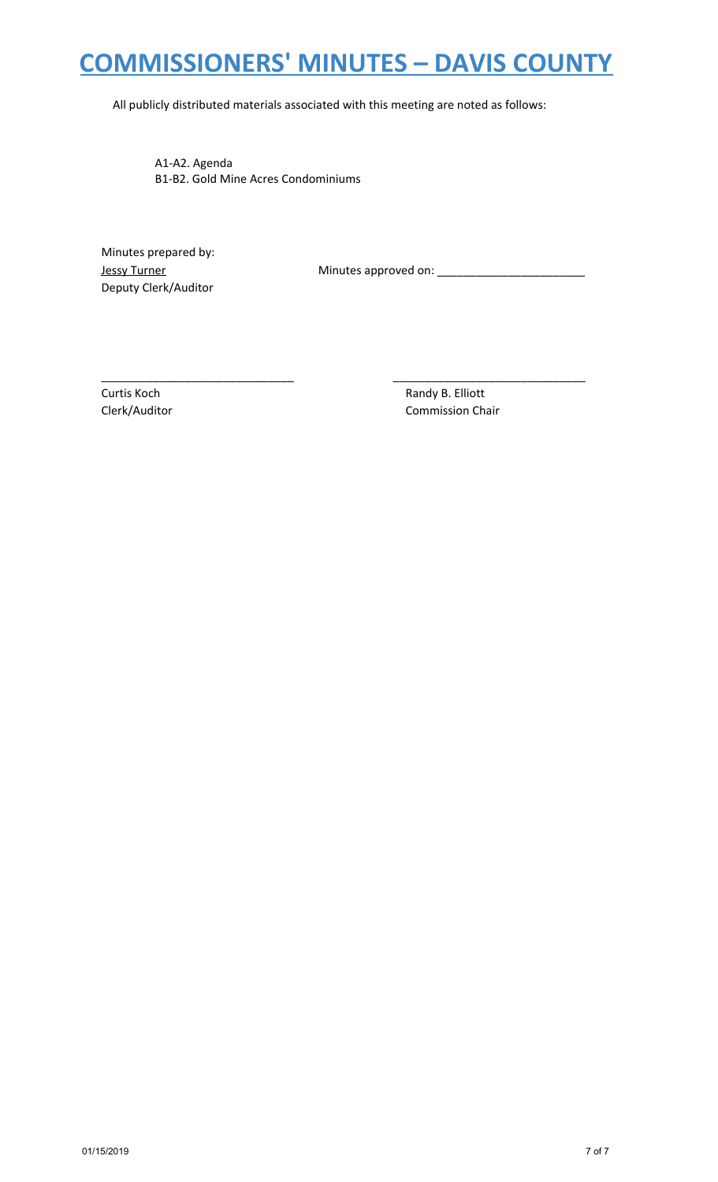# COMMISSIONERS' MINUTES – DAVIS COUNTY

All publicly distributed materials associated with this meeting are noted as follows:

A1-A2. Agenda
B1-B2. Gold Mine Acres Condominiums

Minutes prepared by:
Jessy Turner
Deputy Clerk/Auditor

Minutes approved on: ______________________

______________________________
Curtis Koch
Clerk/Auditor

______________________________
Randy B. Elliott
Commission Chair